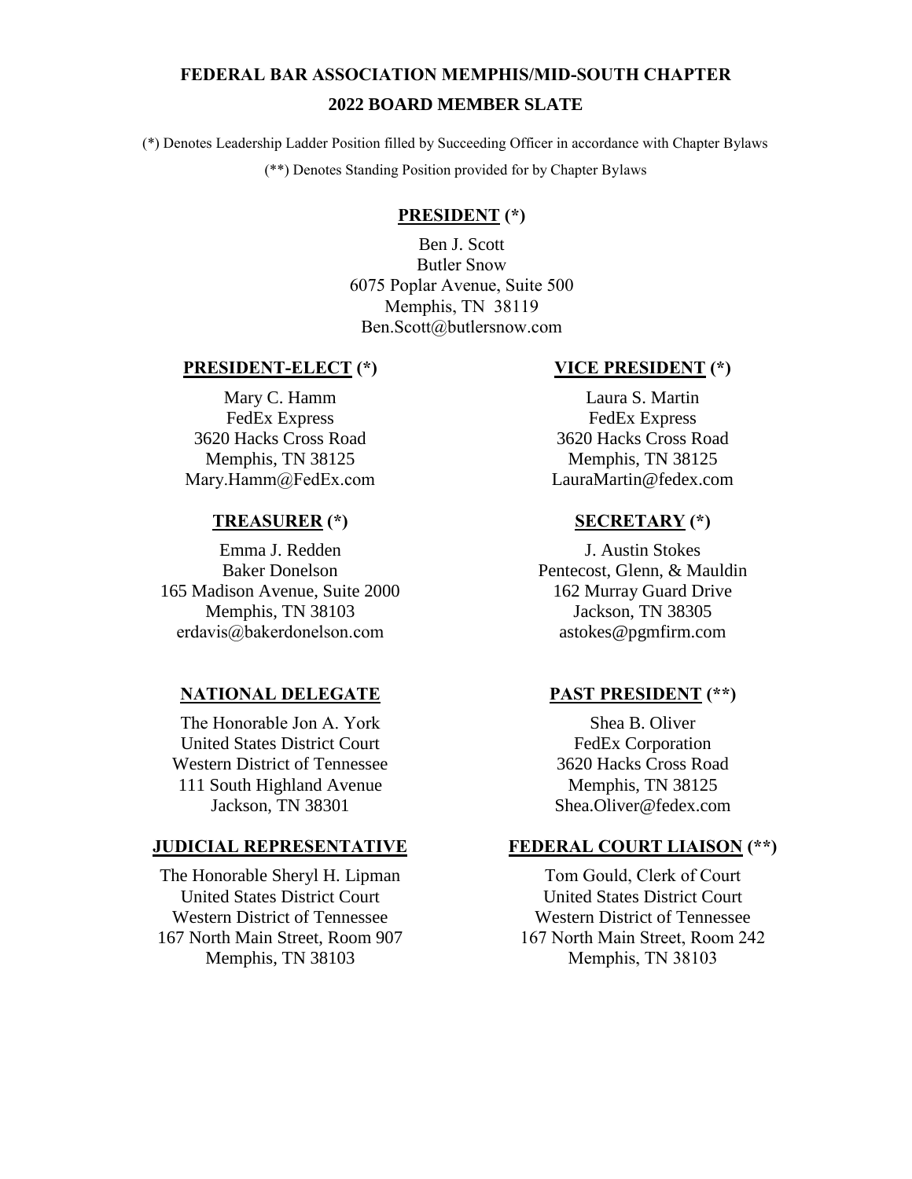# FEDERAL BAR ASSOCIATION MEMPHIS/MID-SOUTH CHAPTER

## 2022 BOARD MEMBER SLATE

(*) Denotes Leadership Ladder Position filled by Succeeding Officer in accordance with Chapter Bylaws

(**) Denotes Standing Position provided for by Chapter Bylaws

### PRESIDENT (*)

Ben J. Scott
Butler Snow
6075 Poplar Avenue, Suite 500
Memphis, TN 38119
Ben.Scott@butlersnow.com

### PRESIDENT-ELECT (*)

Mary C. Hamm
FedEx Express
3620 Hacks Cross Road
Memphis, TN 38125
Mary.Hamm@FedEx.com

### VICE PRESIDENT (*)

Laura S. Martin
FedEx Express
3620 Hacks Cross Road
Memphis, TN 38125
LauraMartin@fedex.com

### TREASURER (*)

Emma J. Redden
Baker Donelson
165 Madison Avenue, Suite 2000
Memphis, TN 38103
erdavis@bakerdonelson.com

### SECRETARY (*)

J. Austin Stokes
Pentecost, Glenn, & Mauldin
162 Murray Guard Drive
Jackson, TN 38305
astokes@pgmfirm.com

### NATIONAL DELEGATE

The Honorable Jon A. York
United States District Court
Western District of Tennessee
111 South Highland Avenue
Jackson, TN 38301

### PAST PRESIDENT (**)

Shea B. Oliver
FedEx Corporation
3620 Hacks Cross Road
Memphis, TN 38125
Shea.Oliver@fedex.com

### JUDICIAL REPRESENTATIVE

The Honorable Sheryl H. Lipman
United States District Court
Western District of Tennessee
167 North Main Street, Room 907
Memphis, TN 38103

### FEDERAL COURT LIAISON (**)

Tom Gould, Clerk of Court
United States District Court
Western District of Tennessee
167 North Main Street, Room 242
Memphis, TN 38103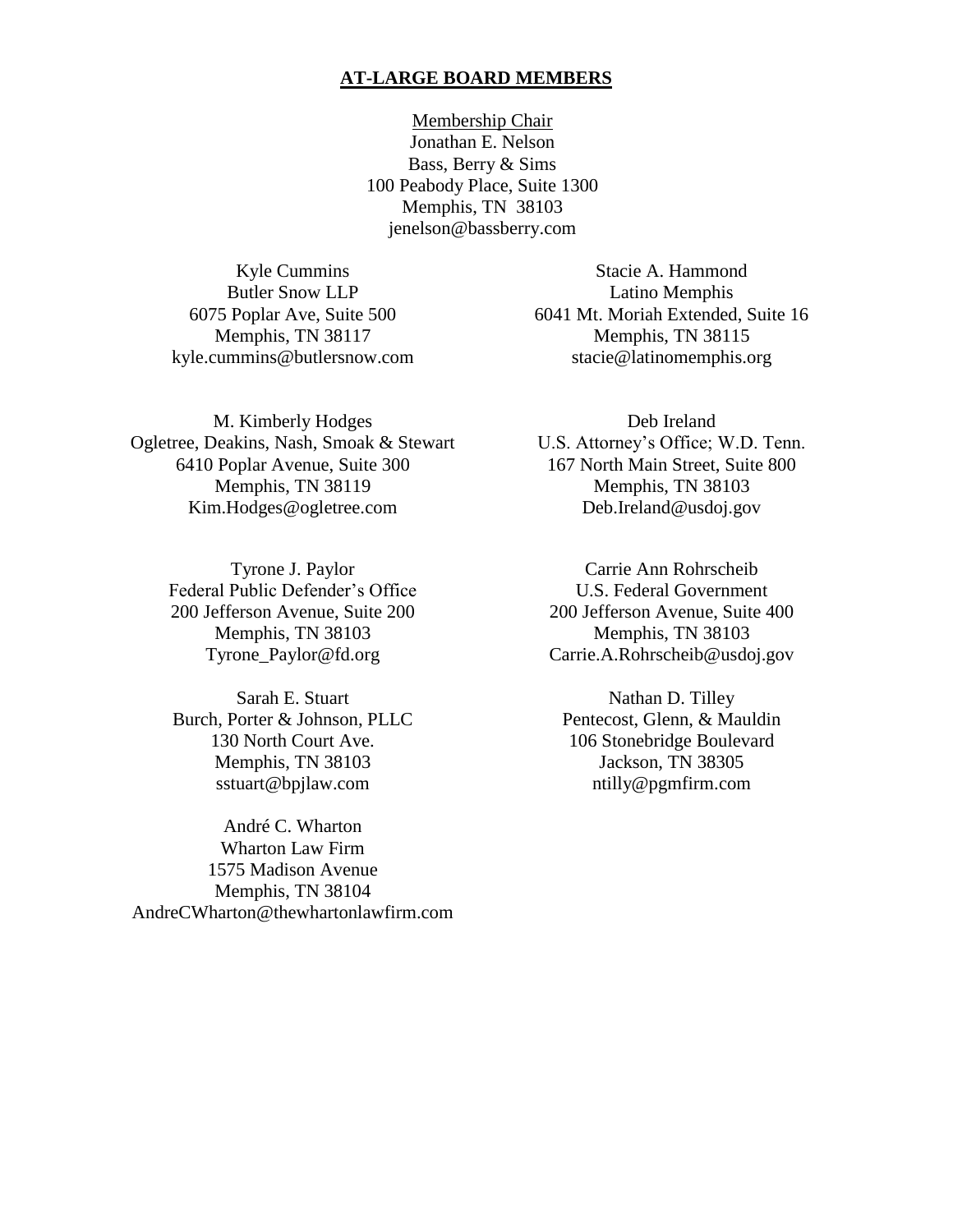## AT-LARGE BOARD MEMBERS

Membership Chair
Jonathan E. Nelson
Bass, Berry & Sims
100 Peabody Place, Suite 1300
Memphis, TN 38103
jenelson@bassberry.com

Kyle Cummins
Butler Snow LLP
6075 Poplar Ave, Suite 500
Memphis, TN 38117
kyle.cummins@butlersnow.com

Stacie A. Hammond
Latino Memphis
6041 Mt. Moriah Extended, Suite 16
Memphis, TN 38115
stacie@latinomemphis.org

M. Kimberly Hodges
Ogletree, Deakins, Nash, Smoak & Stewart
6410 Poplar Avenue, Suite 300
Memphis, TN 38119
Kim.Hodges@ogletree.com

Deb Ireland
U.S. Attorney's Office; W.D. Tenn.
167 North Main Street, Suite 800
Memphis, TN 38103
Deb.Ireland@usdoj.gov

Tyrone J. Paylor
Federal Public Defender's Office
200 Jefferson Avenue, Suite 200
Memphis, TN 38103
Tyrone_Paylor@fd.org

Carrie Ann Rohrscheib
U.S. Federal Government
200 Jefferson Avenue, Suite 400
Memphis, TN 38103
Carrie.A.Rohrscheib@usdoj.gov

Sarah E. Stuart
Burch, Porter & Johnson, PLLC
130 North Court Ave.
Memphis, TN 38103
sstuart@bpjlaw.com

Nathan D. Tilley
Pentecost, Glenn, & Mauldin
106 Stonebridge Boulevard
Jackson, TN 38305
ntilly@pgmfirm.com

André C. Wharton
Wharton Law Firm
1575 Madison Avenue
Memphis, TN 38104
AndreCWharton@thewhartonlawfirm.com